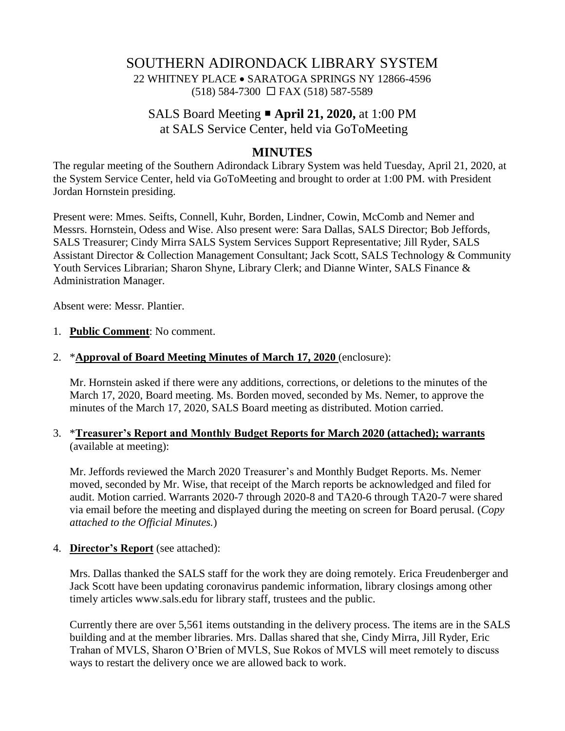# SOUTHERN ADIRONDACK LIBRARY SYSTEM

22 WHITNEY PLACE • SARATOGA SPRINGS NY 12866-4596
(518) 584-7300 ☐ FAX (518) 587-5589

## SALS Board Meeting ▪ **April 21, 2020,** at 1:00 PM
## at SALS Service Center, held via GoToMeeting

## MINUTES

The regular meeting of the Southern Adirondack Library System was held Tuesday, April 21, 2020, at the System Service Center, held via GoToMeeting and brought to order at 1:00 PM. with President Jordan Hornstein presiding.

Present were: Mmes. Seifts, Connell, Kuhr, Borden, Lindner, Cowin, McComb and Nemer and Messrs. Hornstein, Odess and Wise. Also present were: Sara Dallas, SALS Director; Bob Jeffords, SALS Treasurer; Cindy Mirra SALS System Services Support Representative; Jill Ryder, SALS Assistant Director & Collection Management Consultant; Jack Scott, SALS Technology & Community Youth Services Librarian; Sharon Shyne, Library Clerk; and Dianne Winter, SALS Finance & Administration Manager.

Absent were: Messr. Plantier.

1. **Public Comment**: No comment.

2. ***Approval of Board Meeting Minutes of March 17, 2020** (enclosure):

   Mr. Hornstein asked if there were any additions, corrections, or deletions to the minutes of the March 17, 2020, Board meeting. Ms. Borden moved, seconded by Ms. Nemer, to approve the minutes of the March 17, 2020, SALS Board meeting as distributed. Motion carried.

3. ***Treasurer's Report and Monthly Budget Reports for March 2020 (attached); warrants** (available at meeting):

   Mr. Jeffords reviewed the March 2020 Treasurer's and Monthly Budget Reports. Ms. Nemer moved, seconded by Mr. Wise, that receipt of the March reports be acknowledged and filed for audit. Motion carried. Warrants 2020-7 through 2020-8 and TA20-6 through TA20-7 were shared via email before the meeting and displayed during the meeting on screen for Board perusal. (*Copy attached to the Official Minutes.*)

4. **Director's Report** (see attached):

   Mrs. Dallas thanked the SALS staff for the work they are doing remotely. Erica Freudenberger and Jack Scott have been updating coronavirus pandemic information, library closings among other timely articles www.sals.edu for library staff, trustees and the public.

   Currently there are over 5,561 items outstanding in the delivery process. The items are in the SALS building and at the member libraries. Mrs. Dallas shared that she, Cindy Mirra, Jill Ryder, Eric Trahan of MVLS, Sharon O'Brien of MVLS, Sue Rokos of MVLS will meet remotely to discuss ways to restart the delivery once we are allowed back to work.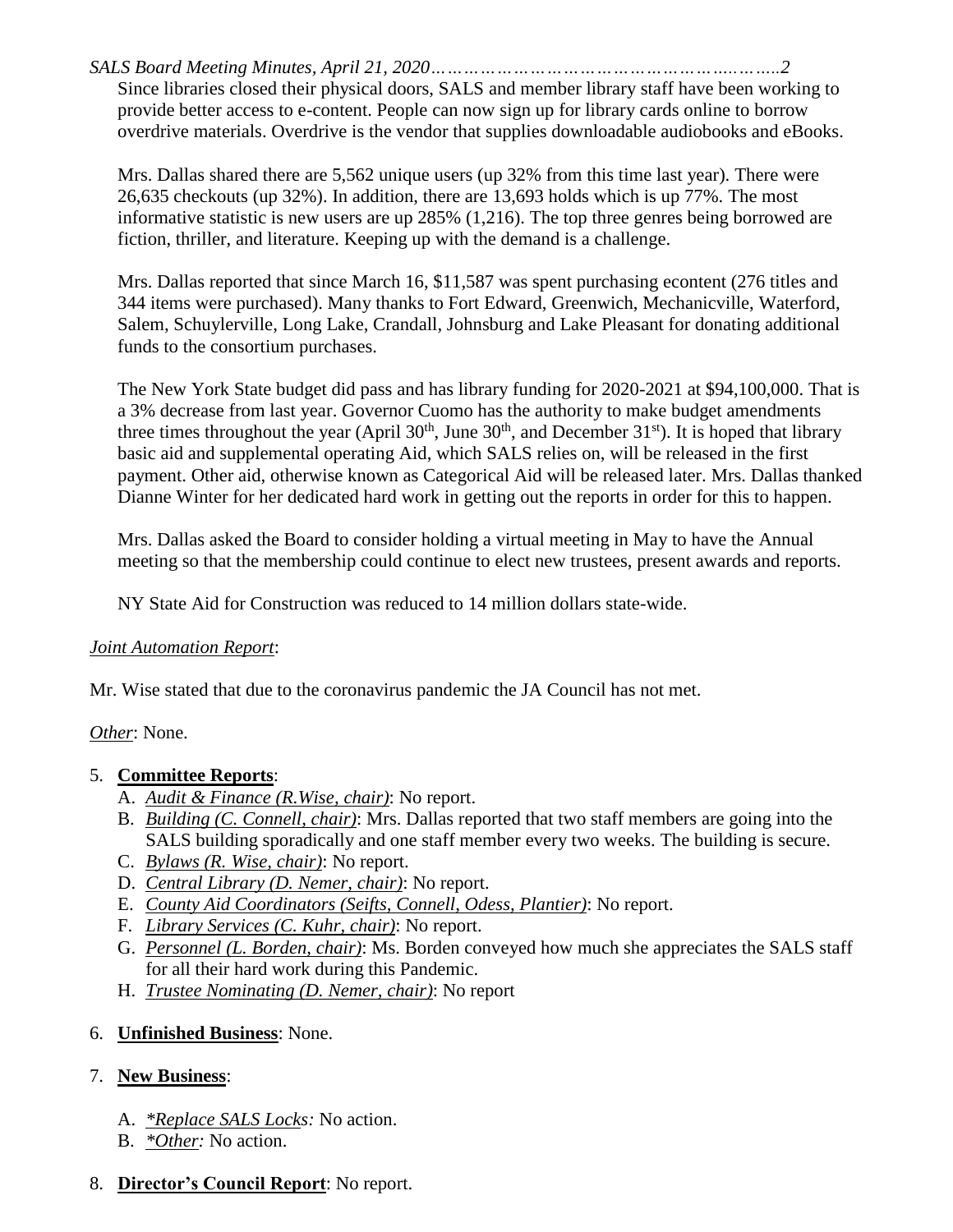Since libraries closed their physical doors, SALS and member library staff have been working to provide better access to e-content. People can now sign up for library cards online to borrow overdrive materials. Overdrive is the vendor that supplies downloadable audiobooks and eBooks.

Mrs. Dallas shared there are 5,562 unique users (up 32% from this time last year). There were 26,635 checkouts (up 32%). In addition, there are 13,693 holds which is up 77%. The most informative statistic is new users are up 285% (1,216). The top three genres being borrowed are fiction, thriller, and literature. Keeping up with the demand is a challenge.

Mrs. Dallas reported that since March 16, $11,587 was spent purchasing econtent (276 titles and 344 items were purchased). Many thanks to Fort Edward, Greenwich, Mechanicville, Waterford, Salem, Schuylerville, Long Lake, Crandall, Johnsburg and Lake Pleasant for donating additional funds to the consortium purchases.

The New York State budget did pass and has library funding for 2020-2021 at $94,100,000. That is a 3% decrease from last year. Governor Cuomo has the authority to make budget amendments three times throughout the year (April 30th, June 30th, and December 31st). It is hoped that library basic aid and supplemental operating Aid, which SALS relies on, will be released in the first payment. Other aid, otherwise known as Categorical Aid will be released later. Mrs. Dallas thanked Dianne Winter for her dedicated hard work in getting out the reports in order for this to happen.

Mrs. Dallas asked the Board to consider holding a virtual meeting in May to have the Annual meeting so that the membership could continue to elect new trustees, present awards and reports.

NY State Aid for Construction was reduced to 14 million dollars state-wide.

*Joint Automation Report*:

Mr. Wise stated that due to the coronavirus pandemic the JA Council has not met.

*Other*: None.

5. **Committee Reports**:
   A. *Audit & Finance (R.Wise, chair)*: No report.
   B. *Building (C. Connell, chair)*: Mrs. Dallas reported that two staff members are going into the SALS building sporadically and one staff member every two weeks. The building is secure.
   C. *Bylaws (R. Wise, chair)*: No report.
   D. *Central Library (D. Nemer, chair)*: No report.
   E. *County Aid Coordinators (Seifts, Connell, Odess, Plantier)*: No report.
   F. *Library Services (C. Kuhr, chair)*: No report.
   G. *Personnel (L. Borden, chair)*: Ms. Borden conveyed how much she appreciates the SALS staff for all their hard work during this Pandemic.
   H. *Trustee Nominating (D. Nemer, chair)*: No report

6. **Unfinished Business**: None.

7. **New Business**:

   A. *\*Replace SALS Locks:* No action.
   B. *\*Other:* No action.

8. **Director's Council Report**: No report.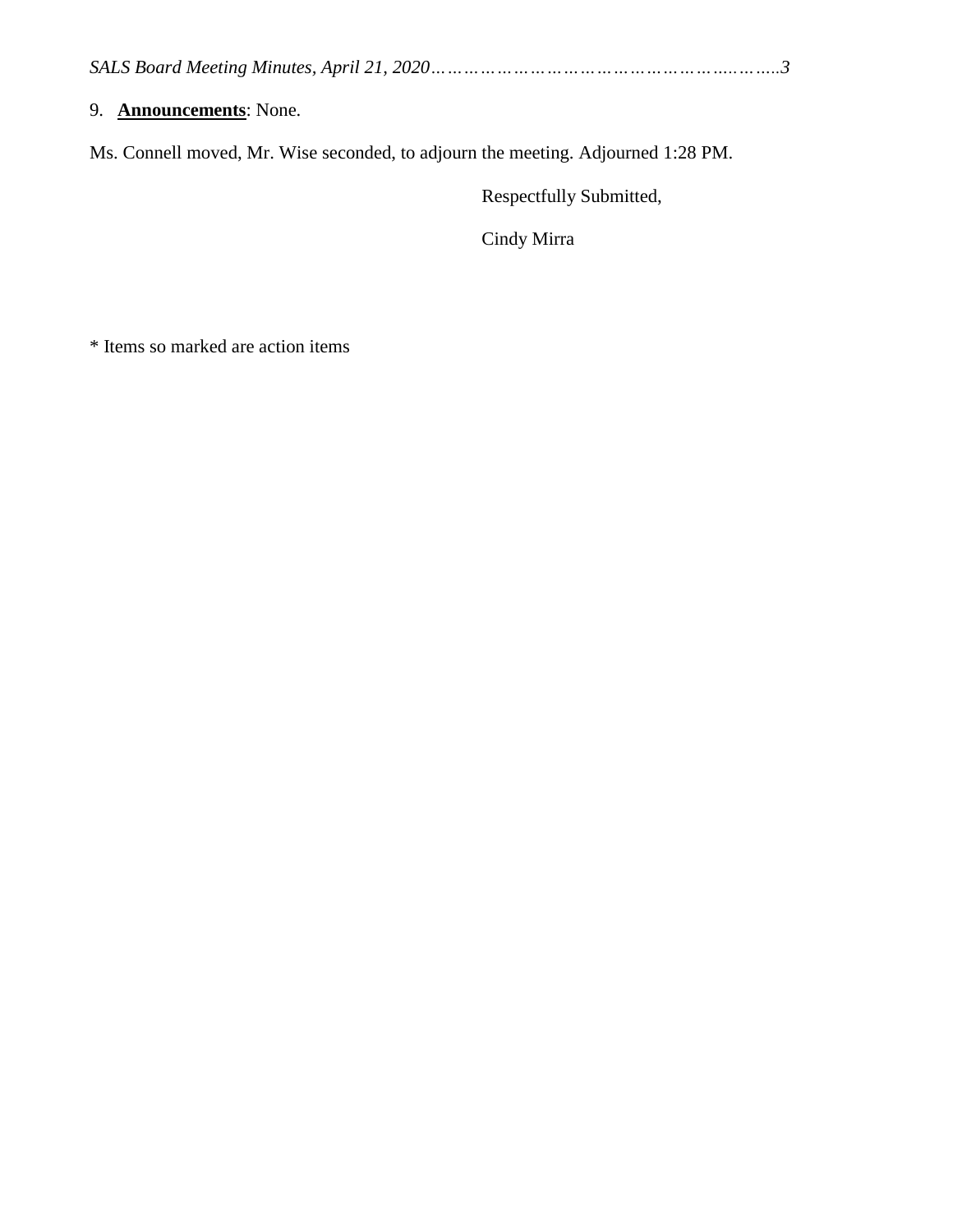9. **Announcements**: None.

Ms. Connell moved, Mr. Wise seconded, to adjourn the meeting. Adjourned 1:28 PM.

Respectfully Submitted,

Cindy Mirra

* Items so marked are action items